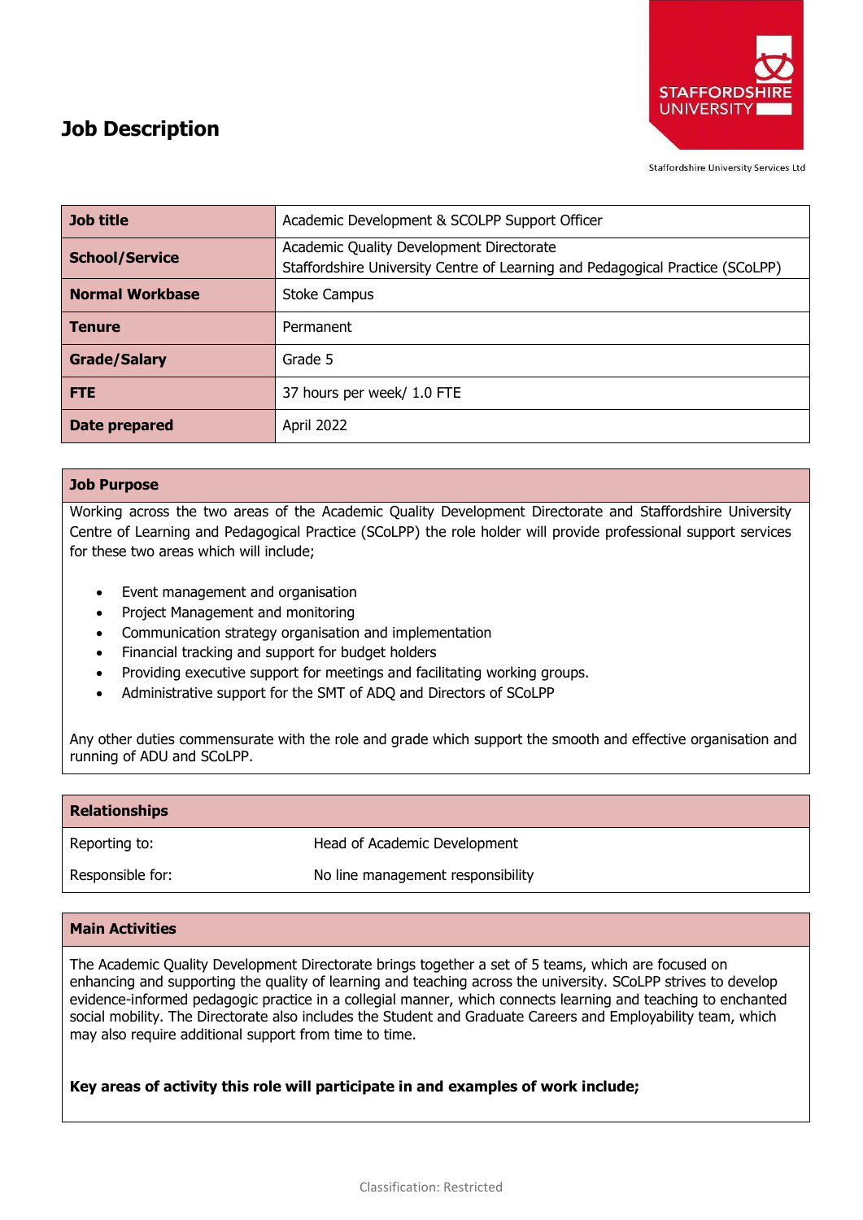# Job Description

Staffordshire University Services Ltd

| Job title | Academic Development & SCOLPP Support Officer |
|---|---|
| School/Service | Academic Quality Development Directorate<br>Staffordshire University Centre of Learning and Pedagogical Practice (SCoLPP) |
| Normal Workbase | Stoke Campus |
| Tenure | Permanent |
| Grade/Salary | Grade 5 |
| FTE | 37 hours per week/ 1.0 FTE |
| Date prepared | April 2022 |

## Job Purpose

Working across the two areas of the Academic Quality Development Directorate and Staffordshire University Centre of Learning and Pedagogical Practice (SCoLPP) the role holder will provide professional support services for these two areas which will include;

- Event management and organisation
- Project Management and monitoring
- Communication strategy organisation and implementation
- Financial tracking and support for budget holders
- Providing executive support for meetings and facilitating working groups.
- Administrative support for the SMT of ADQ and Directors of SCoLPP

Any other duties commensurate with the role and grade which support the smooth and effective organisation and running of ADU and SCoLPP.

## Relationships

| | |
|---|---|
| Reporting to: | Head of Academic Development |
| Responsible for: | No line management responsibility |

## Main Activities

The Academic Quality Development Directorate brings together a set of 5 teams, which are focused on enhancing and supporting the quality of learning and teaching across the university. SCoLPP strives to develop evidence-informed pedagogic practice in a collegial manner, which connects learning and teaching to enchanted social mobility. The Directorate also includes the Student and Graduate Careers and Employability team, which may also require additional support from time to time.

**Key areas of activity this role will participate in and examples of work include;**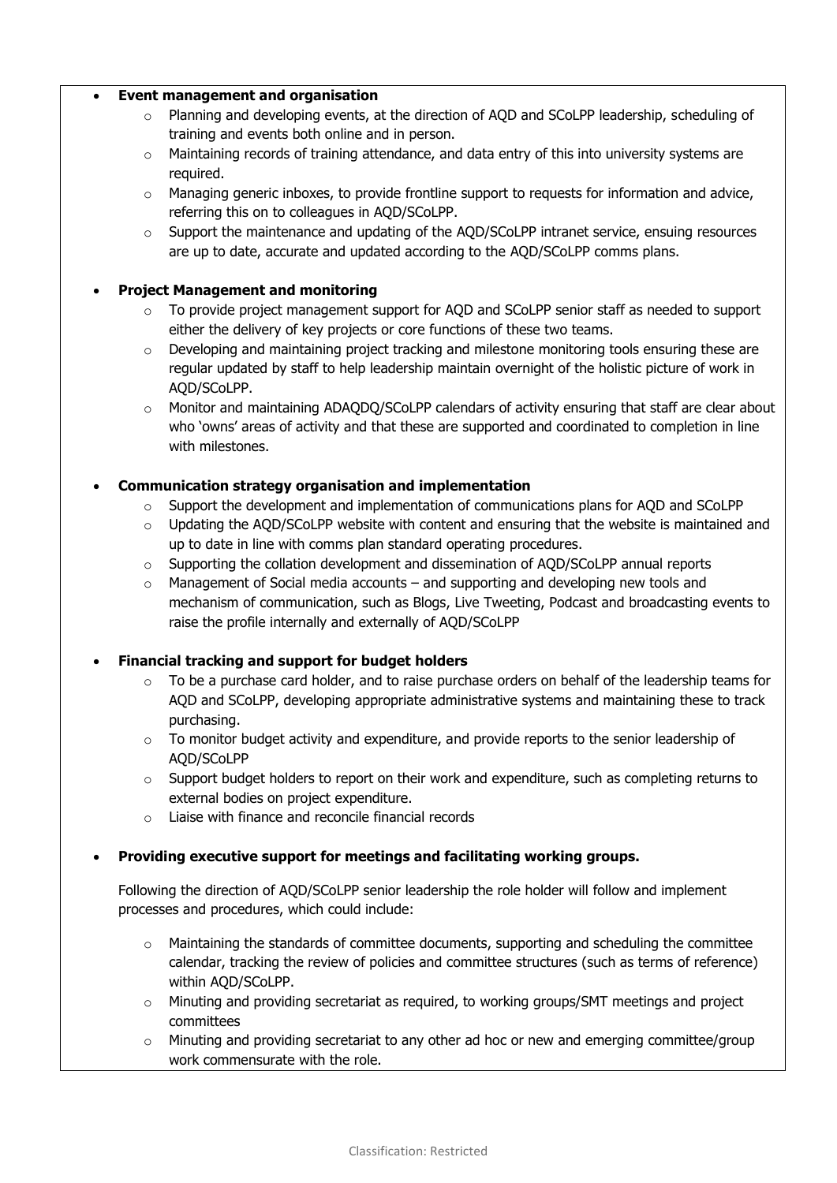- **Event management and organisation**
  - Planning and developing events, at the direction of AQD and SCoLPP leadership, scheduling of training and events both online and in person.
  - Maintaining records of training attendance, and data entry of this into university systems are required.
  - Managing generic inboxes, to provide frontline support to requests for information and advice, referring this on to colleagues in AQD/SCoLPP.
  - Support the maintenance and updating of the AQD/SCoLPP intranet service, ensuing resources are up to date, accurate and updated according to the AQD/SCoLPP comms plans.

- **Project Management and monitoring**
  - To provide project management support for AQD and SCoLPP senior staff as needed to support either the delivery of key projects or core functions of these two teams.
  - Developing and maintaining project tracking and milestone monitoring tools ensuring these are regular updated by staff to help leadership maintain overnight of the holistic picture of work in AQD/SCoLPP.
  - Monitor and maintaining ADAQDQ/SCoLPP calendars of activity ensuring that staff are clear about who 'owns' areas of activity and that these are supported and coordinated to completion in line with milestones.

- **Communication strategy organisation and implementation**
  - Support the development and implementation of communications plans for AQD and SCoLPP
  - Updating the AQD/SCoLPP website with content and ensuring that the website is maintained and up to date in line with comms plan standard operating procedures.
  - Supporting the collation development and dissemination of AQD/SCoLPP annual reports
  - Management of Social media accounts – and supporting and developing new tools and mechanism of communication, such as Blogs, Live Tweeting, Podcast and broadcasting events to raise the profile internally and externally of AQD/SCoLPP

- **Financial tracking and support for budget holders**
  - To be a purchase card holder, and to raise purchase orders on behalf of the leadership teams for AQD and SCoLPP, developing appropriate administrative systems and maintaining these to track purchasing.
  - To monitor budget activity and expenditure, and provide reports to the senior leadership of AQD/SCoLPP
  - Support budget holders to report on their work and expenditure, such as completing returns to external bodies on project expenditure.
  - Liaise with finance and reconcile financial records

- **Providing executive support for meetings and facilitating working groups.**

  Following the direction of AQD/SCoLPP senior leadership the role holder will follow and implement processes and procedures, which could include:

  - Maintaining the standards of committee documents, supporting and scheduling the committee calendar, tracking the review of policies and committee structures (such as terms of reference) within AQD/SCoLPP.
  - Minuting and providing secretariat as required, to working groups/SMT meetings and project committees
  - Minuting and providing secretariat to any other ad hoc or new and emerging committee/group work commensurate with the role.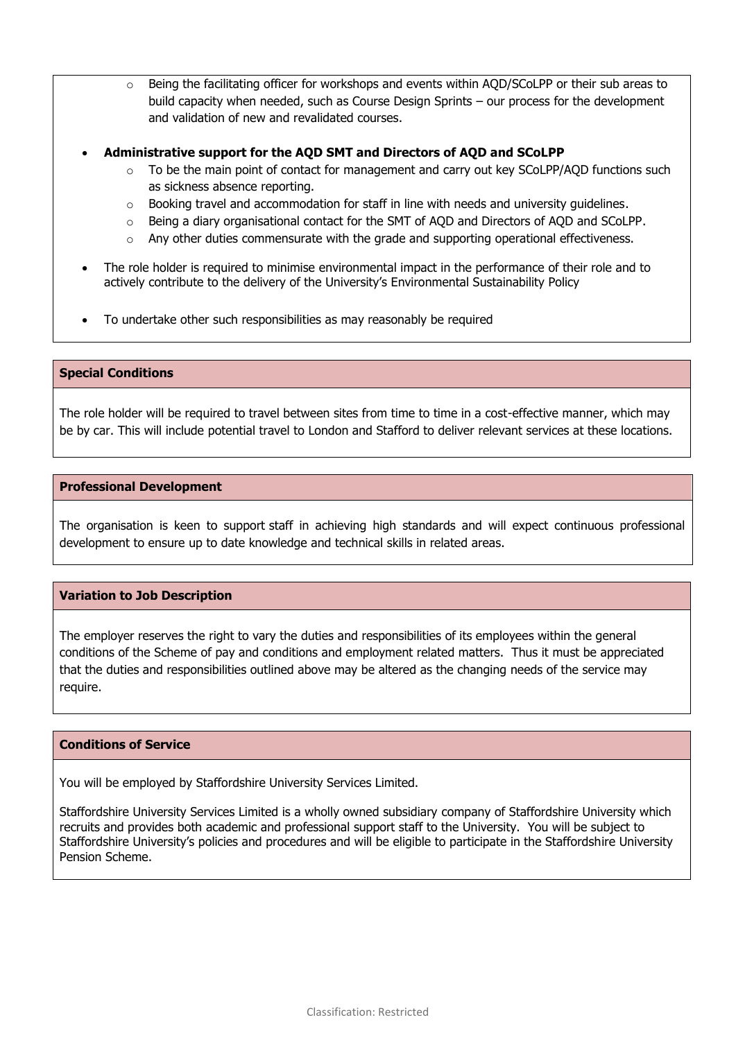- Being the facilitating officer for workshops and events within AQD/SCoLPP or their sub areas to build capacity when needed, such as Course Design Sprints – our process for the development and validation of new and revalidated courses.

- **Administrative support for the AQD SMT and Directors of AQD and SCoLPP**
  - To be the main point of contact for management and carry out key SCoLPP/AQD functions such as sickness absence reporting.
  - Booking travel and accommodation for staff in line with needs and university guidelines.
  - Being a diary organisational contact for the SMT of AQD and Directors of AQD and SCoLPP.
  - Any other duties commensurate with the grade and supporting operational effectiveness.

- The role holder is required to minimise environmental impact in the performance of their role and to actively contribute to the delivery of the University's Environmental Sustainability Policy

- To undertake other such responsibilities as may reasonably be required

## Special Conditions

The role holder will be required to travel between sites from time to time in a cost-effective manner, which may be by car. This will include potential travel to London and Stafford to deliver relevant services at these locations.

## Professional Development

The organisation is keen to support staff in achieving high standards and will expect continuous professional development to ensure up to date knowledge and technical skills in related areas.

## Variation to Job Description

The employer reserves the right to vary the duties and responsibilities of its employees within the general conditions of the Scheme of pay and conditions and employment related matters. Thus it must be appreciated that the duties and responsibilities outlined above may be altered as the changing needs of the service may require.

## Conditions of Service

You will be employed by Staffordshire University Services Limited.

Staffordshire University Services Limited is a wholly owned subsidiary company of Staffordshire University which recruits and provides both academic and professional support staff to the University. You will be subject to Staffordshire University's policies and procedures and will be eligible to participate in the Staffordshire University Pension Scheme.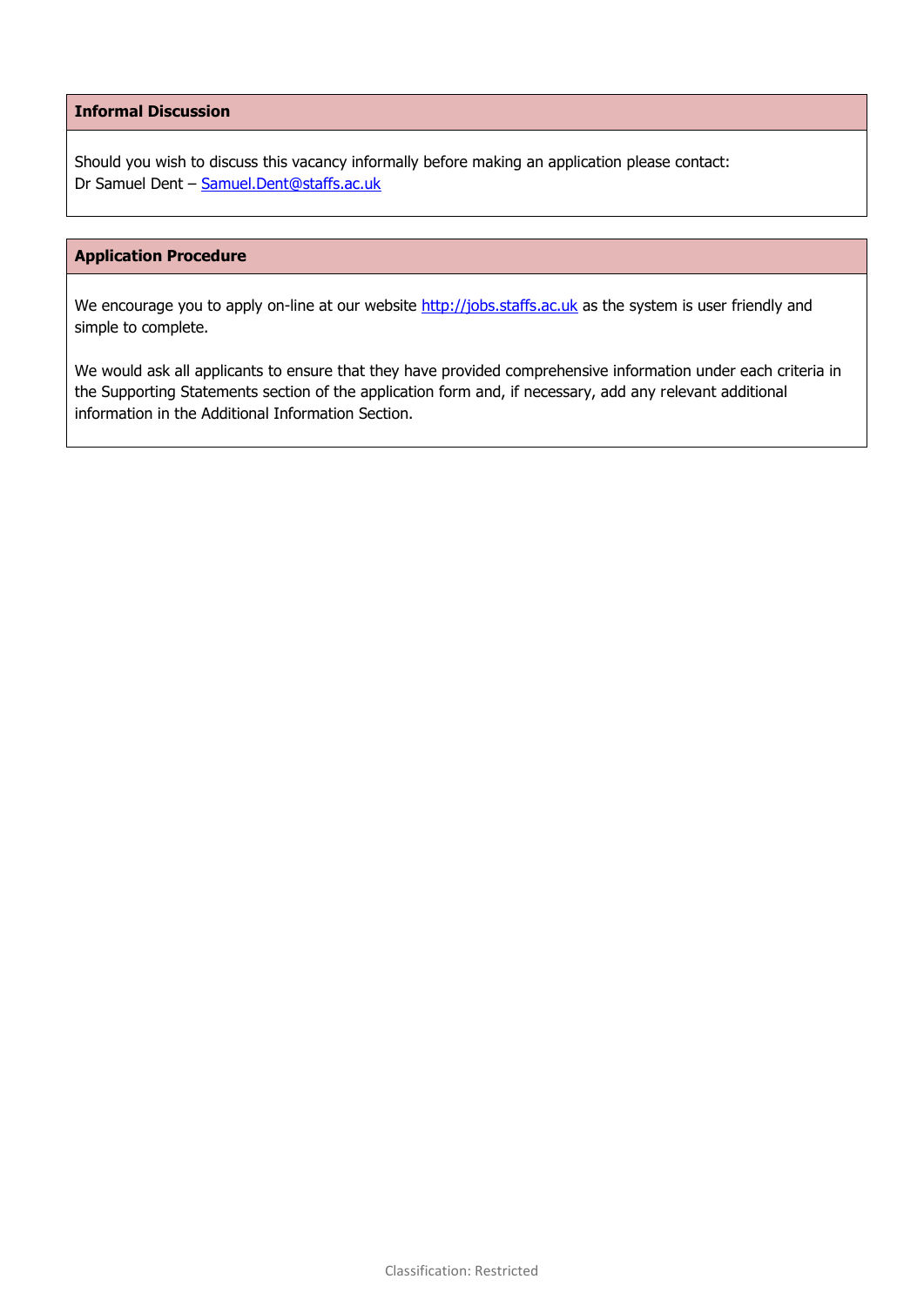### Informal Discussion

Should you wish to discuss this vacancy informally before making an application please contact:
Dr Samuel Dent – Samuel.Dent@staffs.ac.uk

### Application Procedure

We encourage you to apply on-line at our website http://jobs.staffs.ac.uk as the system is user friendly and simple to complete.

We would ask all applicants to ensure that they have provided comprehensive information under each criteria in the Supporting Statements section of the application form and, if necessary, add any relevant additional information in the Additional Information Section.

Classification: Restricted